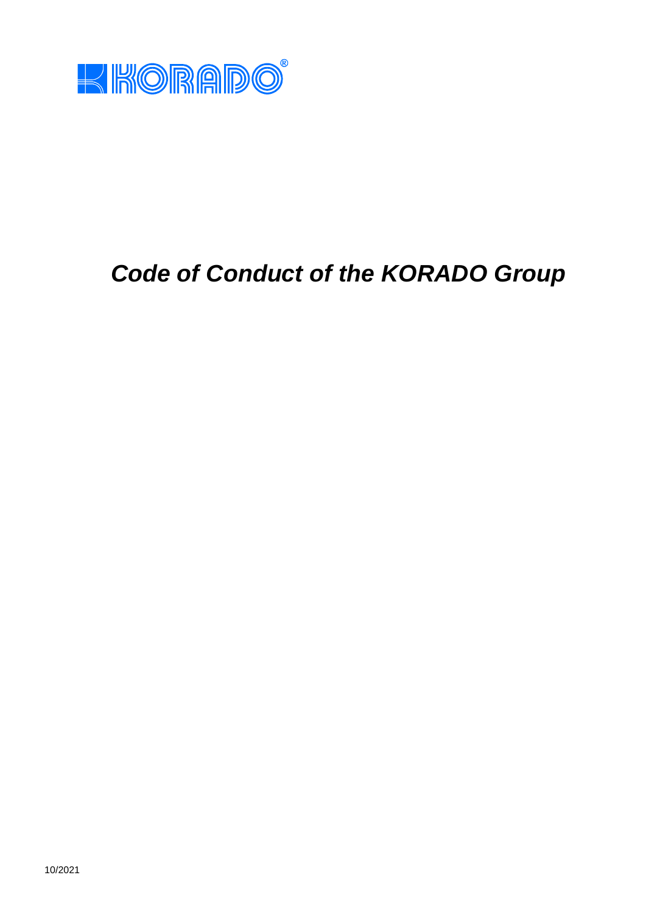KORADO®

# *Code of Conduct of the KORADO Group*

10/2021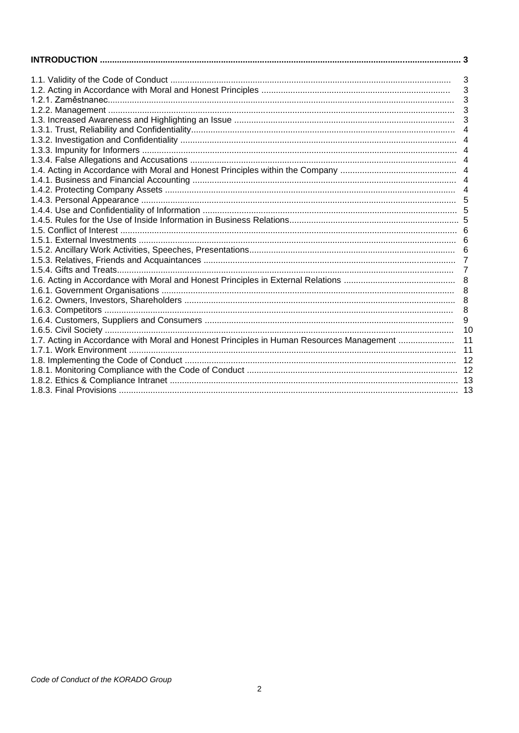**INTRODUCTION ... 3**

| | |
|---|---|
| 1.1. Validity of the Code of Conduct | 3 |
| 1.2. Acting in Accordance with Moral and Honest Principles | 3 |
| 1.2.1. Zaměstnanec | 3 |
| 1.2.2. Management | 3 |
| 1.3. Increased Awareness and Highlighting an Issue | 3 |
| 1.3.1. Trust, Reliability and Confidentiality | 4 |
| 1.3.2. Investigation and Confidentiality | 4 |
| 1.3.3. Impunity for Informers | 4 |
| 1.3.4. False Allegations and Accusations | 4 |
| 1.4. Acting in Accordance with Moral and Honest Principles within the Company | 4 |
| 1.4.1. Business and Financial Accounting | 4 |
| 1.4.2. Protecting Company Assets | 4 |
| 1.4.3. Personal Appearance | 5 |
| 1.4.4. Use and Confidentiality of Information | 5 |
| 1.4.5. Rules for the Use of Inside Information in Business Relations | 5 |
| 1.5. Conflict of Interest | 6 |
| 1.5.1. External Investments | 6 |
| 1.5.2. Ancillary Work Activities, Speeches, Presentations | 6 |
| 1.5.3. Relatives, Friends and Acquaintances | 7 |
| 1.5.4. Gifts and Treats | 7 |
| 1.6. Acting in Accordance with Moral and Honest Principles in External Relations | 8 |
| 1.6.1. Government Organisations | 8 |
| 1.6.2. Owners, Investors, Shareholders | 8 |
| 1.6.3. Competitors | 8 |
| 1.6.4. Customers, Suppliers and Consumers | 9 |
| 1.6.5. Civil Society | 10 |
| 1.7. Acting in Accordance with Moral and Honest Principles in Human Resources Management | 11 |
| 1.7.1. Work Environment | 11 |
| 1.8. Implementing the Code of Conduct | 12 |
| 1.8.1. Monitoring Compliance with the Code of Conduct | 12 |
| 1.8.2. Ethics & Compliance Intranet | 13 |
| 1.8.3. Final Provisions | 13 |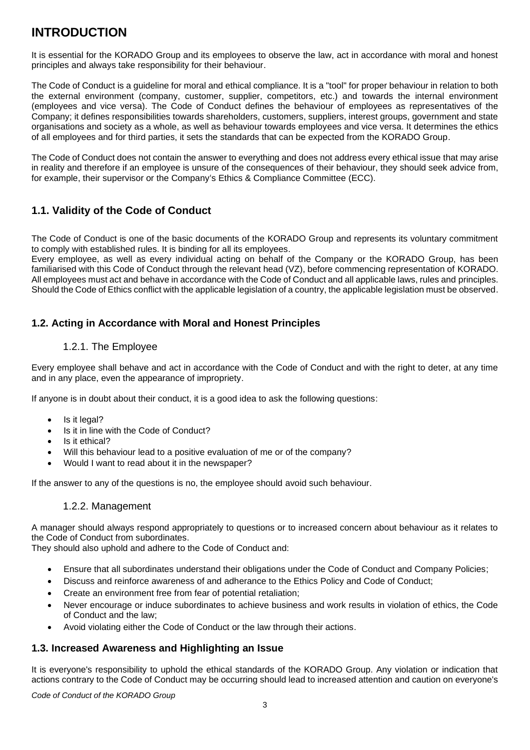# INTRODUCTION

It is essential for the KORADO Group and its employees to observe the law, act in accordance with moral and honest principles and always take responsibility for their behaviour.

The Code of Conduct is a guideline for moral and ethical compliance. It is a "tool" for proper behaviour in relation to both the external environment (company, customer, supplier, competitors, etc.) and towards the internal environment (employees and vice versa). The Code of Conduct defines the behaviour of employees as representatives of the Company; it defines responsibilities towards shareholders, customers, suppliers, interest groups, government and state organisations and society as a whole, as well as behaviour towards employees and vice versa. It determines the ethics of all employees and for third parties, it sets the standards that can be expected from the KORADO Group.

The Code of Conduct does not contain the answer to everything and does not address every ethical issue that may arise in reality and therefore if an employee is unsure of the consequences of their behaviour, they should seek advice from, for example, their supervisor or the Company's Ethics & Compliance Committee (ECC).

## 1.1. Validity of the Code of Conduct

The Code of Conduct is one of the basic documents of the KORADO Group and represents its voluntary commitment to comply with established rules. It is binding for all its employees.
Every employee, as well as every individual acting on behalf of the Company or the KORADO Group, has been familiarised with this Code of Conduct through the relevant head (VZ), before commencing representation of KORADO. All employees must act and behave in accordance with the Code of Conduct and all applicable laws, rules and principles. Should the Code of Ethics conflict with the applicable legislation of a country, the applicable legislation must be observed.

## 1.2. Acting in Accordance with Moral and Honest Principles

### 1.2.1. The Employee

Every employee shall behave and act in accordance with the Code of Conduct and with the right to deter, at any time and in any place, even the appearance of impropriety.

If anyone is in doubt about their conduct, it is a good idea to ask the following questions:

- Is it legal?
- Is it in line with the Code of Conduct?
- Is it ethical?
- Will this behaviour lead to a positive evaluation of me or of the company?
- Would I want to read about it in the newspaper?

If the answer to any of the questions is no, the employee should avoid such behaviour.

### 1.2.2. Management

A manager should always respond appropriately to questions or to increased concern about behaviour as it relates to the Code of Conduct from subordinates.
They should also uphold and adhere to the Code of Conduct and:

- Ensure that all subordinates understand their obligations under the Code of Conduct and Company Policies;
- Discuss and reinforce awareness of and adherance to the Ethics Policy and Code of Conduct;
- Create an environment free from fear of potential retaliation;
- Never encourage or induce subordinates to achieve business and work results in violation of ethics, the Code of Conduct and the law;
- Avoid violating either the Code of Conduct or the law through their actions.

## 1.3. Increased Awareness and Highlighting an Issue

It is everyone's responsibility to uphold the ethical standards of the KORADO Group. Any violation or indication that actions contrary to the Code of Conduct may be occurring should lead to increased attention and caution on everyone's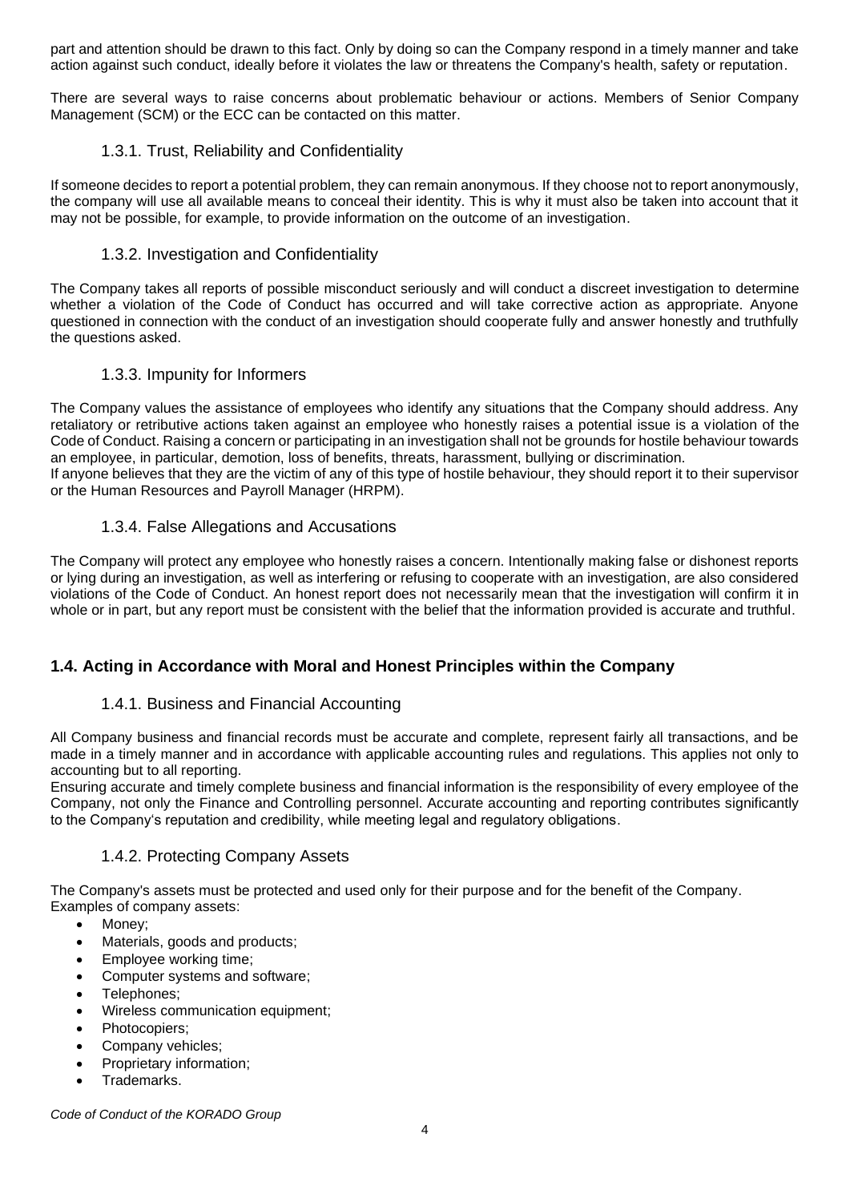part and attention should be drawn to this fact. Only by doing so can the Company respond in a timely manner and take action against such conduct, ideally before it violates the law or threatens the Company's health, safety or reputation.

There are several ways to raise concerns about problematic behaviour or actions. Members of Senior Company Management (SCM) or the ECC can be contacted on this matter.

### 1.3.1. Trust, Reliability and Confidentiality

If someone decides to report a potential problem, they can remain anonymous. If they choose not to report anonymously, the company will use all available means to conceal their identity. This is why it must also be taken into account that it may not be possible, for example, to provide information on the outcome of an investigation.

### 1.3.2. Investigation and Confidentiality

The Company takes all reports of possible misconduct seriously and will conduct a discreet investigation to determine whether a violation of the Code of Conduct has occurred and will take corrective action as appropriate. Anyone questioned in connection with the conduct of an investigation should cooperate fully and answer honestly and truthfully the questions asked.

### 1.3.3. Impunity for Informers

The Company values the assistance of employees who identify any situations that the Company should address. Any retaliatory or retributive actions taken against an employee who honestly raises a potential issue is a violation of the Code of Conduct. Raising a concern or participating in an investigation shall not be grounds for hostile behaviour towards an employee, in particular, demotion, loss of benefits, threats, harassment, bullying or discrimination.
If anyone believes that they are the victim of any of this type of hostile behaviour, they should report it to their supervisor or the Human Resources and Payroll Manager (HRPM).

### 1.3.4. False Allegations and Accusations

The Company will protect any employee who honestly raises a concern. Intentionally making false or dishonest reports or lying during an investigation, as well as interfering or refusing to cooperate with an investigation, are also considered violations of the Code of Conduct. An honest report does not necessarily mean that the investigation will confirm it in whole or in part, but any report must be consistent with the belief that the information provided is accurate and truthful.

## 1.4. Acting in Accordance with Moral and Honest Principles within the Company

### 1.4.1. Business and Financial Accounting

All Company business and financial records must be accurate and complete, represent fairly all transactions, and be made in a timely manner and in accordance with applicable accounting rules and regulations. This applies not only to accounting but to all reporting.
Ensuring accurate and timely complete business and financial information is the responsibility of every employee of the Company, not only the Finance and Controlling personnel. Accurate accounting and reporting contributes significantly to the Company's reputation and credibility, while meeting legal and regulatory obligations.

### 1.4.2. Protecting Company Assets

The Company's assets must be protected and used only for their purpose and for the benefit of the Company.
Examples of company assets:

- Money;
- Materials, goods and products;
- Employee working time;
- Computer systems and software;
- Telephones;
- Wireless communication equipment;
- Photocopiers;
- Company vehicles;
- Proprietary information;
- Trademarks.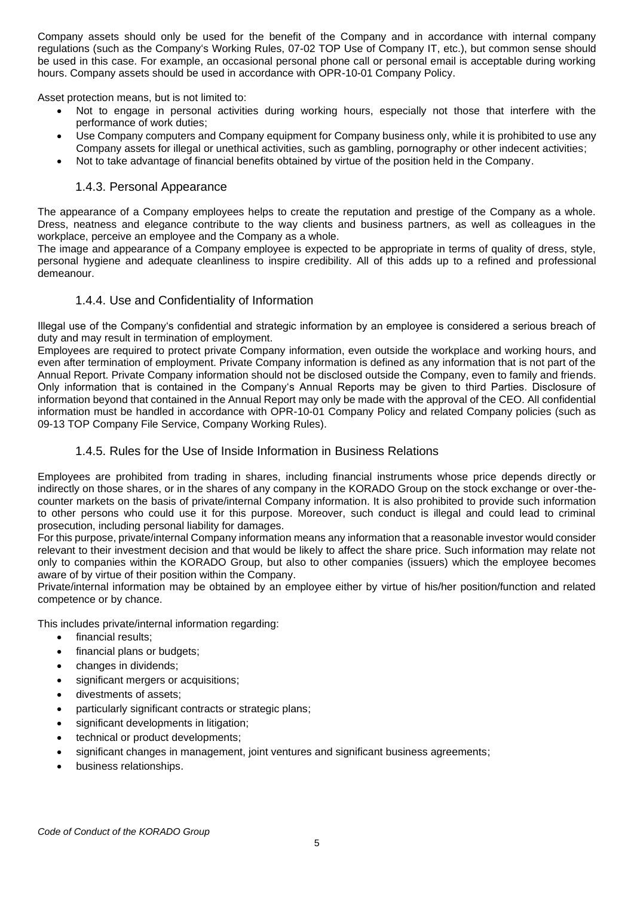Company assets should only be used for the benefit of the Company and in accordance with internal company regulations (such as the Company's Working Rules, 07-02 TOP Use of Company IT, etc.), but common sense should be used in this case. For example, an occasional personal phone call or personal email is acceptable during working hours. Company assets should be used in accordance with OPR-10-01 Company Policy.

Asset protection means, but is not limited to:

- Not to engage in personal activities during working hours, especially not those that interfere with the performance of work duties;
- Use Company computers and Company equipment for Company business only, while it is prohibited to use any Company assets for illegal or unethical activities, such as gambling, pornography or other indecent activities;
- Not to take advantage of financial benefits obtained by virtue of the position held in the Company.

### 1.4.3. Personal Appearance

The appearance of a Company employees helps to create the reputation and prestige of the Company as a whole. Dress, neatness and elegance contribute to the way clients and business partners, as well as colleagues in the workplace, perceive an employee and the Company as a whole.

The image and appearance of a Company employee is expected to be appropriate in terms of quality of dress, style, personal hygiene and adequate cleanliness to inspire credibility. All of this adds up to a refined and professional demeanour.

### 1.4.4. Use and Confidentiality of Information

Illegal use of the Company's confidential and strategic information by an employee is considered a serious breach of duty and may result in termination of employment.

Employees are required to protect private Company information, even outside the workplace and working hours, and even after termination of employment. Private Company information is defined as any information that is not part of the Annual Report. Private Company information should not be disclosed outside the Company, even to family and friends. Only information that is contained in the Company's Annual Reports may be given to third Parties. Disclosure of information beyond that contained in the Annual Report may only be made with the approval of the CEO. All confidential information must be handled in accordance with OPR-10-01 Company Policy and related Company policies (such as 09-13 TOP Company File Service, Company Working Rules).

### 1.4.5. Rules for the Use of Inside Information in Business Relations

Employees are prohibited from trading in shares, including financial instruments whose price depends directly or indirectly on those shares, or in the shares of any company in the KORADO Group on the stock exchange or over-the-counter markets on the basis of private/internal Company information. It is also prohibited to provide such information to other persons who could use it for this purpose. Moreover, such conduct is illegal and could lead to criminal prosecution, including personal liability for damages.

For this purpose, private/internal Company information means any information that a reasonable investor would consider relevant to their investment decision and that would be likely to affect the share price. Such information may relate not only to companies within the KORADO Group, but also to other companies (issuers) which the employee becomes aware of by virtue of their position within the Company.

Private/internal information may be obtained by an employee either by virtue of his/her position/function and related competence or by chance.

This includes private/internal information regarding:

- financial results;
- financial plans or budgets;
- changes in dividends;
- significant mergers or acquisitions;
- divestments of assets;
- particularly significant contracts or strategic plans;
- significant developments in litigation;
- technical or product developments;
- significant changes in management, joint ventures and significant business agreements;
- business relationships.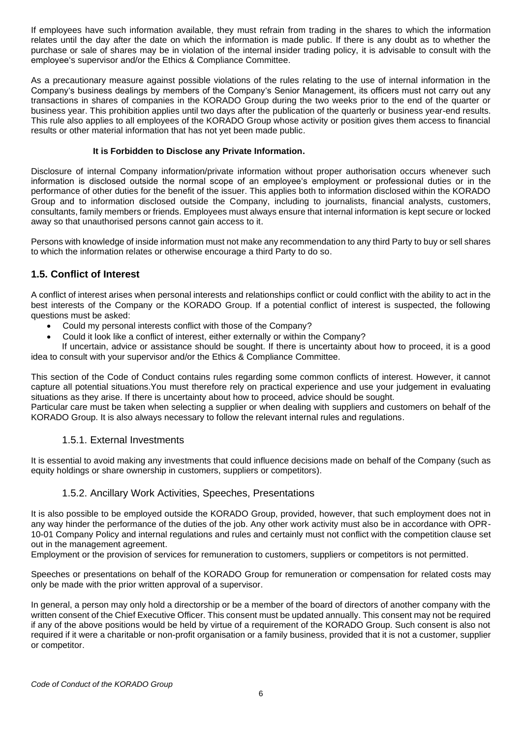If employees have such information available, they must refrain from trading in the shares to which the information relates until the day after the date on which the information is made public. If there is any doubt as to whether the purchase or sale of shares may be in violation of the internal insider trading policy, it is advisable to consult with the employee's supervisor and/or the Ethics & Compliance Committee.

As a precautionary measure against possible violations of the rules relating to the use of internal information in the Company's business dealings by members of the Company's Senior Management, its officers must not carry out any transactions in shares of companies in the KORADO Group during the two weeks prior to the end of the quarter or business year. This prohibition applies until two days after the publication of the quarterly or business year-end results. This rule also applies to all employees of the KORADO Group whose activity or position gives them access to financial results or other material information that has not yet been made public.

**It is Forbidden to Disclose any Private Information.**

Disclosure of internal Company information/private information without proper authorisation occurs whenever such information is disclosed outside the normal scope of an employee's employment or professional duties or in the performance of other duties for the benefit of the issuer. This applies both to information disclosed within the KORADO Group and to information disclosed outside the Company, including to journalists, financial analysts, customers, consultants, family members or friends. Employees must always ensure that internal information is kept secure or locked away so that unauthorised persons cannot gain access to it.

Persons with knowledge of inside information must not make any recommendation to any third Party to buy or sell shares to which the information relates or otherwise encourage a third Party to do so.

## 1.5. Conflict of Interest

A conflict of interest arises when personal interests and relationships conflict or could conflict with the ability to act in the best interests of the Company or the KORADO Group. If a potential conflict of interest is suspected, the following questions must be asked:

- Could my personal interests conflict with those of the Company?
- Could it look like a conflict of interest, either externally or within the Company?

If uncertain, advice or assistance should be sought. If there is uncertainty about how to proceed, it is a good idea to consult with your supervisor and/or the Ethics & Compliance Committee.

This section of the Code of Conduct contains rules regarding some common conflicts of interest. However, it cannot capture all potential situations.You must therefore rely on practical experience and use your judgement in evaluating situations as they arise. If there is uncertainty about how to proceed, advice should be sought.
Particular care must be taken when selecting a supplier or when dealing with suppliers and customers on behalf of the KORADO Group. It is also always necessary to follow the relevant internal rules and regulations.

### 1.5.1. External Investments

It is essential to avoid making any investments that could influence decisions made on behalf of the Company (such as equity holdings or share ownership in customers, suppliers or competitors).

### 1.5.2. Ancillary Work Activities, Speeches, Presentations

It is also possible to be employed outside the KORADO Group, provided, however, that such employment does not in any way hinder the performance of the duties of the job. Any other work activity must also be in accordance with OPR-10-01 Company Policy and internal regulations and rules and certainly must not conflict with the competition clause set out in the management agreement.
Employment or the provision of services for remuneration to customers, suppliers or competitors is not permitted.

Speeches or presentations on behalf of the KORADO Group for remuneration or compensation for related costs may only be made with the prior written approval of a supervisor.

In general, a person may only hold a directorship or be a member of the board of directors of another company with the written consent of the Chief Executive Officer. This consent must be updated annually. This consent may not be required if any of the above positions would be held by virtue of a requirement of the KORADO Group. Such consent is also not required if it were a charitable or non-profit organisation or a family business, provided that it is not a customer, supplier or competitor.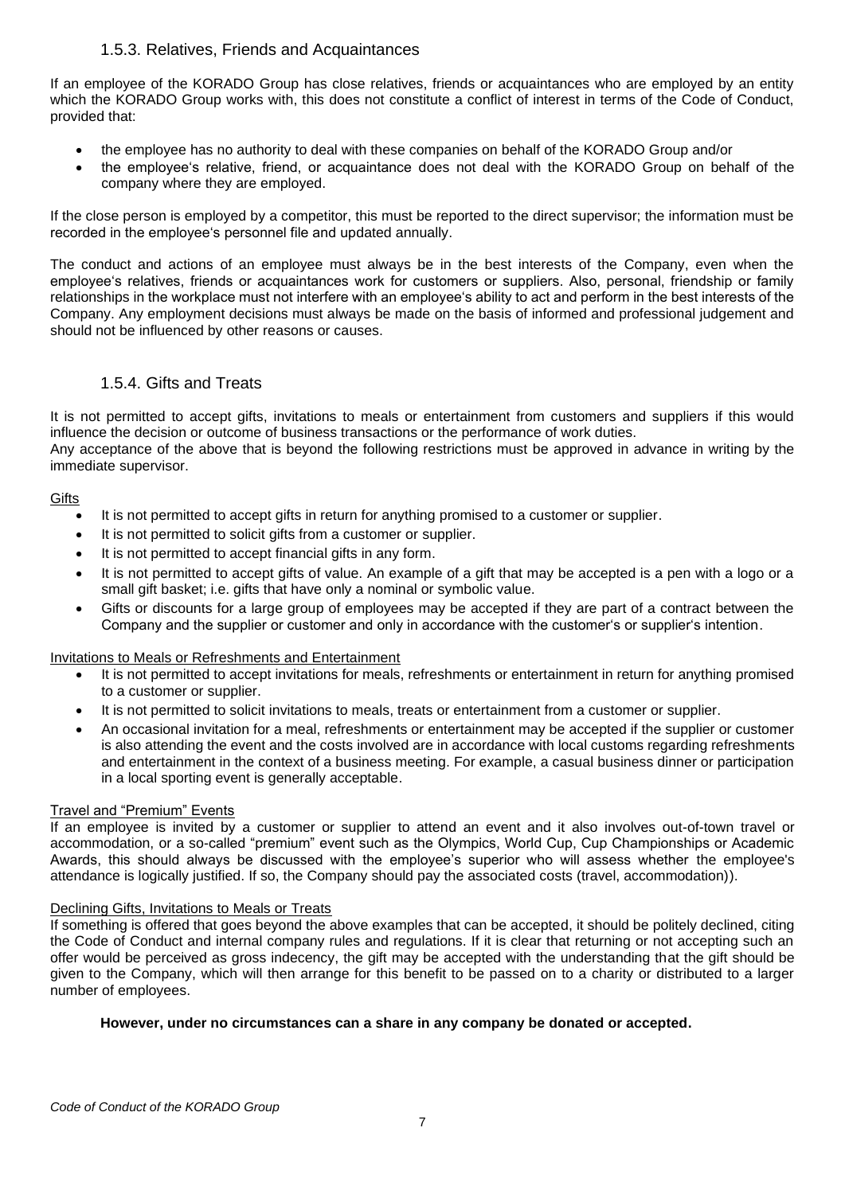### 1.5.3. Relatives, Friends and Acquaintances

If an employee of the KORADO Group has close relatives, friends or acquaintances who are employed by an entity which the KORADO Group works with, this does not constitute a conflict of interest in terms of the Code of Conduct, provided that:

- the employee has no authority to deal with these companies on behalf of the KORADO Group and/or
- the employee's relative, friend, or acquaintance does not deal with the KORADO Group on behalf of the company where they are employed.

If the close person is employed by a competitor, this must be reported to the direct supervisor; the information must be recorded in the employee's personnel file and updated annually.

The conduct and actions of an employee must always be in the best interests of the Company, even when the employee's relatives, friends or acquaintances work for customers or suppliers. Also, personal, friendship or family relationships in the workplace must not interfere with an employee's ability to act and perform in the best interests of the Company. Any employment decisions must always be made on the basis of informed and professional judgement and should not be influenced by other reasons or causes.

### 1.5.4. Gifts and Treats

It is not permitted to accept gifts, invitations to meals or entertainment from customers and suppliers if this would influence the decision or outcome of business transactions or the performance of work duties.
Any acceptance of the above that is beyond the following restrictions must be approved in advance in writing by the immediate supervisor.

Gifts

- It is not permitted to accept gifts in return for anything promised to a customer or supplier.
- It is not permitted to solicit gifts from a customer or supplier.
- It is not permitted to accept financial gifts in any form.
- It is not permitted to accept gifts of value. An example of a gift that may be accepted is a pen with a logo or a small gift basket; i.e. gifts that have only a nominal or symbolic value.
- Gifts or discounts for a large group of employees may be accepted if they are part of a contract between the Company and the supplier or customer and only in accordance with the customer's or supplier's intention.

Invitations to Meals or Refreshments and Entertainment

- It is not permitted to accept invitations for meals, refreshments or entertainment in return for anything promised to a customer or supplier.
- It is not permitted to solicit invitations to meals, treats or entertainment from a customer or supplier.
- An occasional invitation for a meal, refreshments or entertainment may be accepted if the supplier or customer is also attending the event and the costs involved are in accordance with local customs regarding refreshments and entertainment in the context of a business meeting. For example, a casual business dinner or participation in a local sporting event is generally acceptable.

Travel and "Premium" Events

If an employee is invited by a customer or supplier to attend an event and it also involves out-of-town travel or accommodation, or a so-called "premium" event such as the Olympics, World Cup, Cup Championships or Academic Awards, this should always be discussed with the employee's superior who will assess whether the employee's attendance is logically justified. If so, the Company should pay the associated costs (travel, accommodation)).

Declining Gifts, Invitations to Meals or Treats

If something is offered that goes beyond the above examples that can be accepted, it should be politely declined, citing the Code of Conduct and internal company rules and regulations. If it is clear that returning or not accepting such an offer would be perceived as gross indecency, the gift may be accepted with the understanding that the gift should be given to the Company, which will then arrange for this benefit to be passed on to a charity or distributed to a larger number of employees.

**However, under no circumstances can a share in any company be donated or accepted.**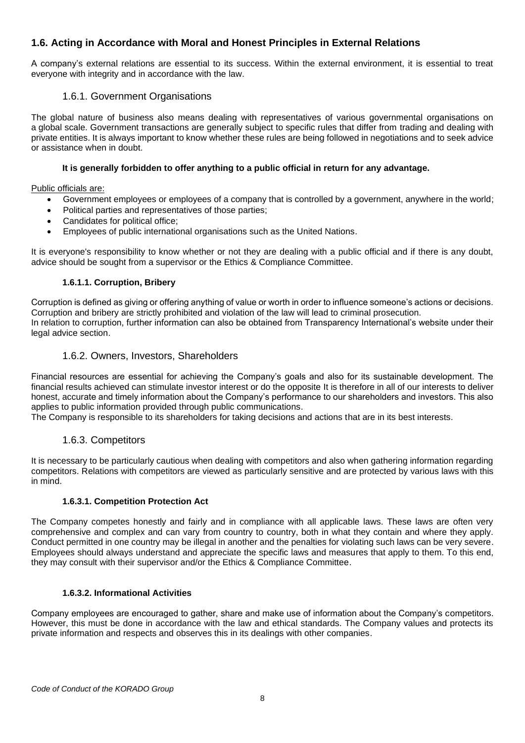## 1.6. Acting in Accordance with Moral and Honest Principles in External Relations

A company's external relations are essential to its success. Within the external environment, it is essential to treat everyone with integrity and in accordance with the law.

### 1.6.1. Government Organisations

The global nature of business also means dealing with representatives of various governmental organisations on a global scale. Government transactions are generally subject to specific rules that differ from trading and dealing with private entities. It is always important to know whether these rules are being followed in negotiations and to seek advice or assistance when in doubt.

**It is generally forbidden to offer anything to a public official in return for any advantage.**

Public officials are:

- Government employees or employees of a company that is controlled by a government, anywhere in the world;
- Political parties and representatives of those parties;
- Candidates for political office;
- Employees of public international organisations such as the United Nations.

It is everyone's responsibility to know whether or not they are dealing with a public official and if there is any doubt, advice should be sought from a supervisor or the Ethics & Compliance Committee.

#### 1.6.1.1. Corruption, Bribery

Corruption is defined as giving or offering anything of value or worth in order to influence someone's actions or decisions. Corruption and bribery are strictly prohibited and violation of the law will lead to criminal prosecution.
In relation to corruption, further information can also be obtained from Transparency International's website under their legal advice section.

### 1.6.2. Owners, Investors, Shareholders

Financial resources are essential for achieving the Company's goals and also for its sustainable development. The financial results achieved can stimulate investor interest or do the opposite It is therefore in all of our interests to deliver honest, accurate and timely information about the Company's performance to our shareholders and investors. This also applies to public information provided through public communications.
The Company is responsible to its shareholders for taking decisions and actions that are in its best interests.

### 1.6.3. Competitors

It is necessary to be particularly cautious when dealing with competitors and also when gathering information regarding competitors. Relations with competitors are viewed as particularly sensitive and are protected by various laws with this in mind.

#### 1.6.3.1. Competition Protection Act

The Company competes honestly and fairly and in compliance with all applicable laws. These laws are often very comprehensive and complex and can vary from country to country, both in what they contain and where they apply. Conduct permitted in one country may be illegal in another and the penalties for violating such laws can be very severe. Employees should always understand and appreciate the specific laws and measures that apply to them. To this end, they may consult with their supervisor and/or the Ethics & Compliance Committee.

#### 1.6.3.2. Informational Activities

Company employees are encouraged to gather, share and make use of information about the Company's competitors. However, this must be done in accordance with the law and ethical standards. The Company values and protects its private information and respects and observes this in its dealings with other companies.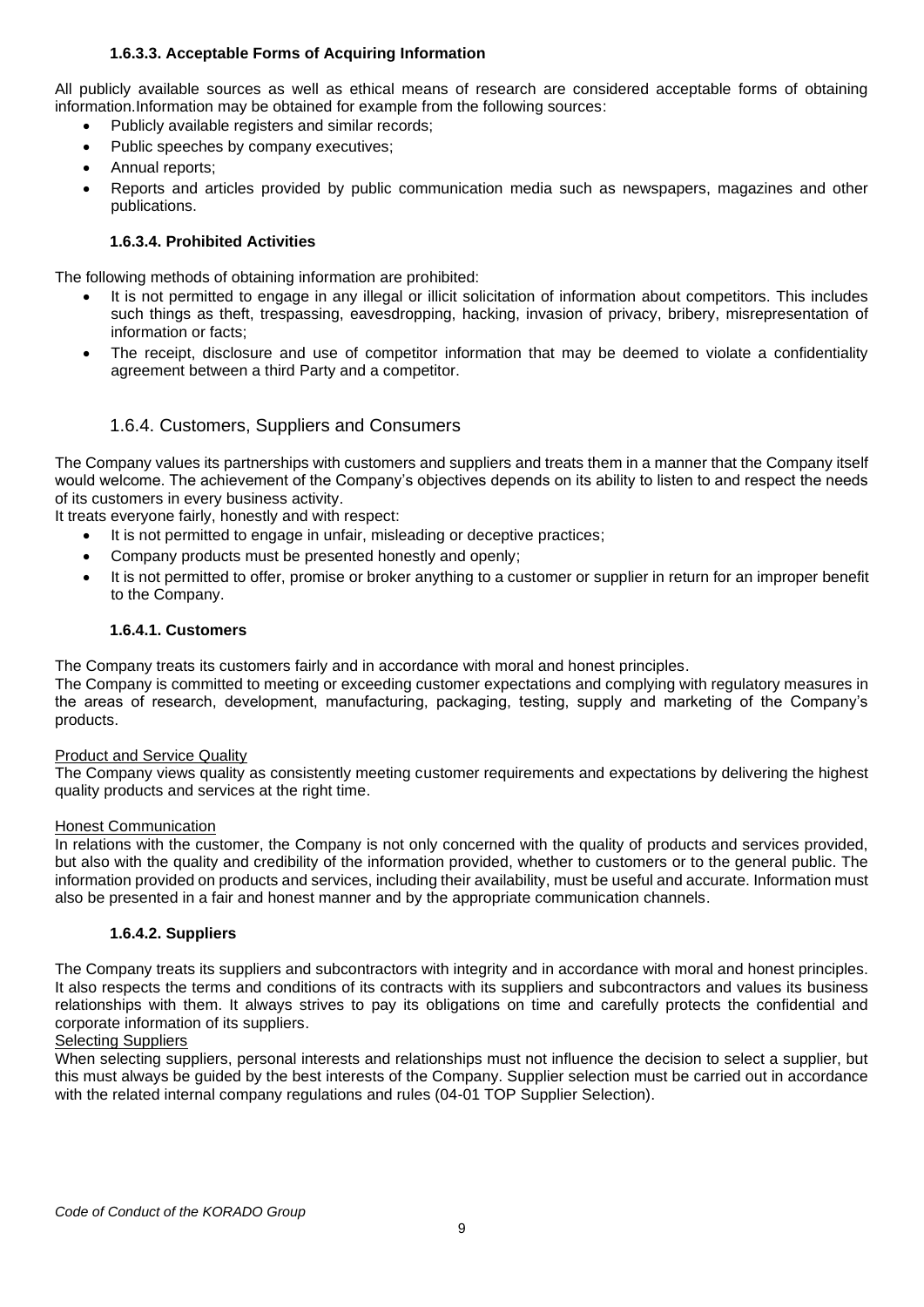#### 1.6.3.3. Acceptable Forms of Acquiring Information

All publicly available sources as well as ethical means of research are considered acceptable forms of obtaining information.Information may be obtained for example from the following sources:

- Publicly available registers and similar records;
- Public speeches by company executives;
- Annual reports;
- Reports and articles provided by public communication media such as newspapers, magazines and other publications.

#### 1.6.3.4. Prohibited Activities

The following methods of obtaining information are prohibited:

- It is not permitted to engage in any illegal or illicit solicitation of information about competitors. This includes such things as theft, trespassing, eavesdropping, hacking, invasion of privacy, bribery, misrepresentation of information or facts;
- The receipt, disclosure and use of competitor information that may be deemed to violate a confidentiality agreement between a third Party and a competitor.

### 1.6.4. Customers, Suppliers and Consumers

The Company values its partnerships with customers and suppliers and treats them in a manner that the Company itself would welcome. The achievement of the Company's objectives depends on its ability to listen to and respect the needs of its customers in every business activity.

It treats everyone fairly, honestly and with respect:

- It is not permitted to engage in unfair, misleading or deceptive practices;
- Company products must be presented honestly and openly;
- It is not permitted to offer, promise or broker anything to a customer or supplier in return for an improper benefit to the Company.

#### 1.6.4.1. Customers

The Company treats its customers fairly and in accordance with moral and honest principles.

The Company is committed to meeting or exceeding customer expectations and complying with regulatory measures in the areas of research, development, manufacturing, packaging, testing, supply and marketing of the Company's products.

<u>Product and Service Quality</u>

The Company views quality as consistently meeting customer requirements and expectations by delivering the highest quality products and services at the right time.

<u>Honest Communication</u>

In relations with the customer, the Company is not only concerned with the quality of products and services provided, but also with the quality and credibility of the information provided, whether to customers or to the general public. The information provided on products and services, including their availability, must be useful and accurate. Information must also be presented in a fair and honest manner and by the appropriate communication channels.

#### 1.6.4.2. Suppliers

The Company treats its suppliers and subcontractors with integrity and in accordance with moral and honest principles. It also respects the terms and conditions of its contracts with its suppliers and subcontractors and values its business relationships with them. It always strives to pay its obligations on time and carefully protects the confidential and corporate information of its suppliers.

<u>Selecting Suppliers</u>

When selecting suppliers, personal interests and relationships must not influence the decision to select a supplier, but this must always be guided by the best interests of the Company. Supplier selection must be carried out in accordance with the related internal company regulations and rules (04-01 TOP Supplier Selection).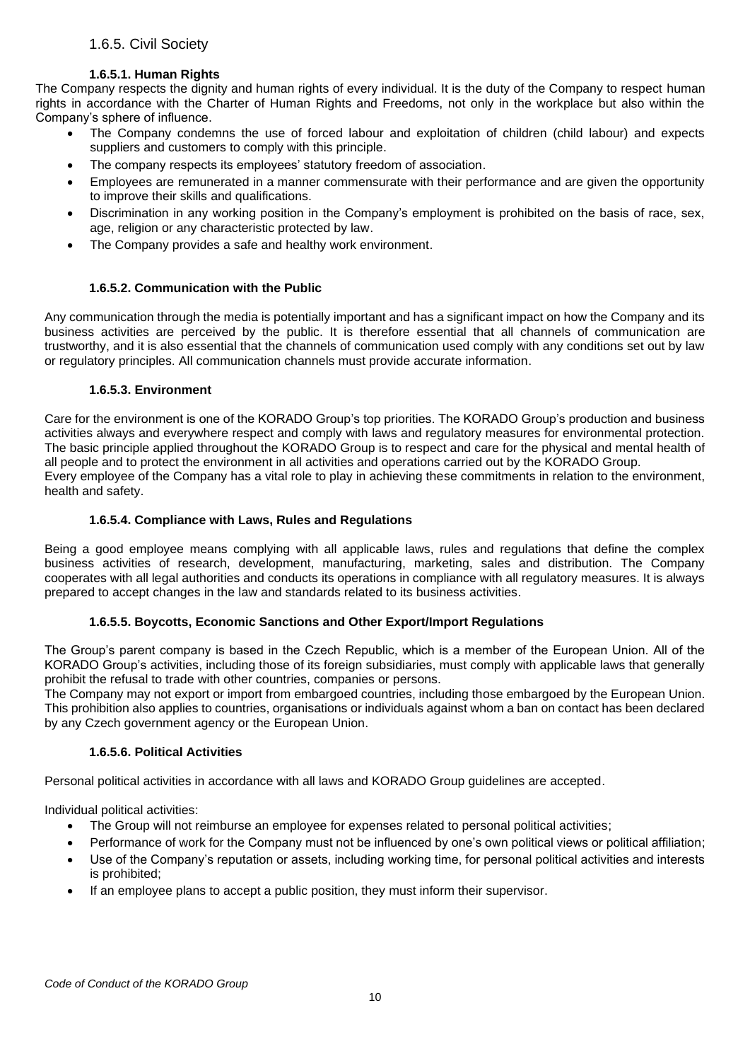## 1.6.5. Civil Society

### 1.6.5.1. Human Rights

The Company respects the dignity and human rights of every individual. It is the duty of the Company to respect human rights in accordance with the Charter of Human Rights and Freedoms, not only in the workplace but also within the Company's sphere of influence.

- The Company condemns the use of forced labour and exploitation of children (child labour) and expects suppliers and customers to comply with this principle.
- The company respects its employees' statutory freedom of association.
- Employees are remunerated in a manner commensurate with their performance and are given the opportunity to improve their skills and qualifications.
- Discrimination in any working position in the Company's employment is prohibited on the basis of race, sex, age, religion or any characteristic protected by law.
- The Company provides a safe and healthy work environment.

### 1.6.5.2. Communication with the Public

Any communication through the media is potentially important and has a significant impact on how the Company and its business activities are perceived by the public. It is therefore essential that all channels of communication are trustworthy, and it is also essential that the channels of communication used comply with any conditions set out by law or regulatory principles. All communication channels must provide accurate information.

### 1.6.5.3. Environment

Care for the environment is one of the KORADO Group's top priorities. The KORADO Group's production and business activities always and everywhere respect and comply with laws and regulatory measures for environmental protection. The basic principle applied throughout the KORADO Group is to respect and care for the physical and mental health of all people and to protect the environment in all activities and operations carried out by the KORADO Group.
Every employee of the Company has a vital role to play in achieving these commitments in relation to the environment, health and safety.

### 1.6.5.4. Compliance with Laws, Rules and Regulations

Being a good employee means complying with all applicable laws, rules and regulations that define the complex business activities of research, development, manufacturing, marketing, sales and distribution. The Company cooperates with all legal authorities and conducts its operations in compliance with all regulatory measures. It is always prepared to accept changes in the law and standards related to its business activities.

### 1.6.5.5. Boycotts, Economic Sanctions and Other Export/Import Regulations

The Group's parent company is based in the Czech Republic, which is a member of the European Union. All of the KORADO Group's activities, including those of its foreign subsidiaries, must comply with applicable laws that generally prohibit the refusal to trade with other countries, companies or persons.
The Company may not export or import from embargoed countries, including those embargoed by the European Union. This prohibition also applies to countries, organisations or individuals against whom a ban on contact has been declared by any Czech government agency or the European Union.

### 1.6.5.6. Political Activities

Personal political activities in accordance with all laws and KORADO Group guidelines are accepted.

Individual political activities:

- The Group will not reimburse an employee for expenses related to personal political activities;
- Performance of work for the Company must not be influenced by one's own political views or political affiliation;
- Use of the Company's reputation or assets, including working time, for personal political activities and interests is prohibited;
- If an employee plans to accept a public position, they must inform their supervisor.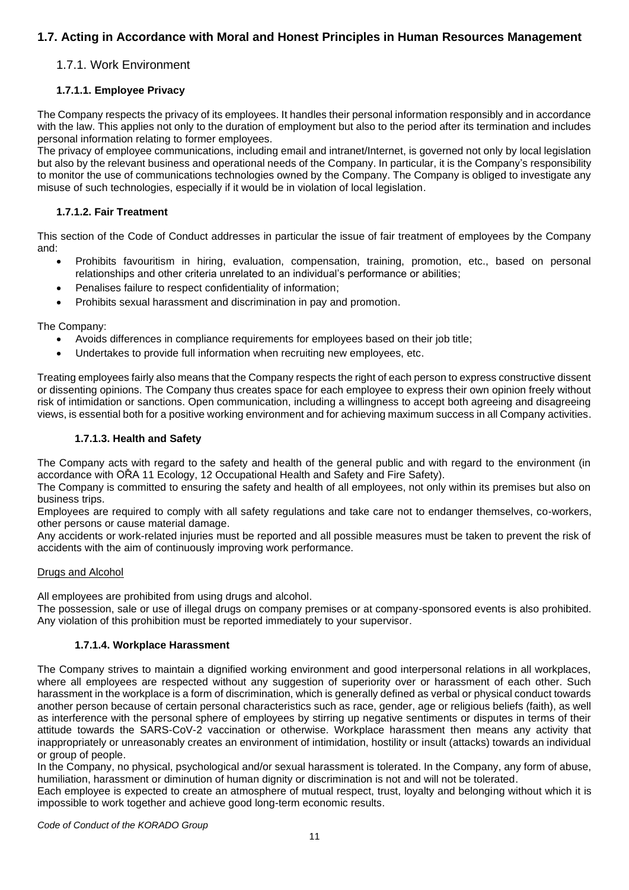## 1.7. Acting in Accordance with Moral and Honest Principles in Human Resources Management

### 1.7.1. Work Environment

#### 1.7.1.1. Employee Privacy

The Company respects the privacy of its employees. It handles their personal information responsibly and in accordance with the law. This applies not only to the duration of employment but also to the period after its termination and includes personal information relating to former employees.

The privacy of employee communications, including email and intranet/Internet, is governed not only by local legislation but also by the relevant business and operational needs of the Company. In particular, it is the Company's responsibility to monitor the use of communications technologies owned by the Company. The Company is obliged to investigate any misuse of such technologies, especially if it would be in violation of local legislation.

#### 1.7.1.2. Fair Treatment

This section of the Code of Conduct addresses in particular the issue of fair treatment of employees by the Company and:

- Prohibits favouritism in hiring, evaluation, compensation, training, promotion, etc., based on personal relationships and other criteria unrelated to an individual's performance or abilities;
- Penalises failure to respect confidentiality of information;
- Prohibits sexual harassment and discrimination in pay and promotion.

The Company:

- Avoids differences in compliance requirements for employees based on their job title;
- Undertakes to provide full information when recruiting new employees, etc.

Treating employees fairly also means that the Company respects the right of each person to express constructive dissent or dissenting opinions. The Company thus creates space for each employee to express their own opinion freely without risk of intimidation or sanctions. Open communication, including a willingness to accept both agreeing and disagreeing views, is essential both for a positive working environment and for achieving maximum success in all Company activities.

#### 1.7.1.3. Health and Safety

The Company acts with regard to the safety and health of the general public and with regard to the environment (in accordance with OŘA 11 Ecology, 12 Occupational Health and Safety and Fire Safety).

The Company is committed to ensuring the safety and health of all employees, not only within its premises but also on business trips.

Employees are required to comply with all safety regulations and take care not to endanger themselves, co-workers, other persons or cause material damage.

Any accidents or work-related injuries must be reported and all possible measures must be taken to prevent the risk of accidents with the aim of continuously improving work performance.

Drugs and Alcohol

All employees are prohibited from using drugs and alcohol.

The possession, sale or use of illegal drugs on company premises or at company-sponsored events is also prohibited. Any violation of this prohibition must be reported immediately to your supervisor.

#### 1.7.1.4. Workplace Harassment

The Company strives to maintain a dignified working environment and good interpersonal relations in all workplaces, where all employees are respected without any suggestion of superiority over or harassment of each other. Such harassment in the workplace is a form of discrimination, which is generally defined as verbal or physical conduct towards another person because of certain personal characteristics such as race, gender, age or religious beliefs (faith), as well as interference with the personal sphere of employees by stirring up negative sentiments or disputes in terms of their attitude towards the SARS-CoV-2 vaccination or otherwise. Workplace harassment then means any activity that inappropriately or unreasonably creates an environment of intimidation, hostility or insult (attacks) towards an individual or group of people.

In the Company, no physical, psychological and/or sexual harassment is tolerated. In the Company, any form of abuse, humiliation, harassment or diminution of human dignity or discrimination is not and will not be tolerated.

Each employee is expected to create an atmosphere of mutual respect, trust, loyalty and belonging without which it is impossible to work together and achieve good long-term economic results.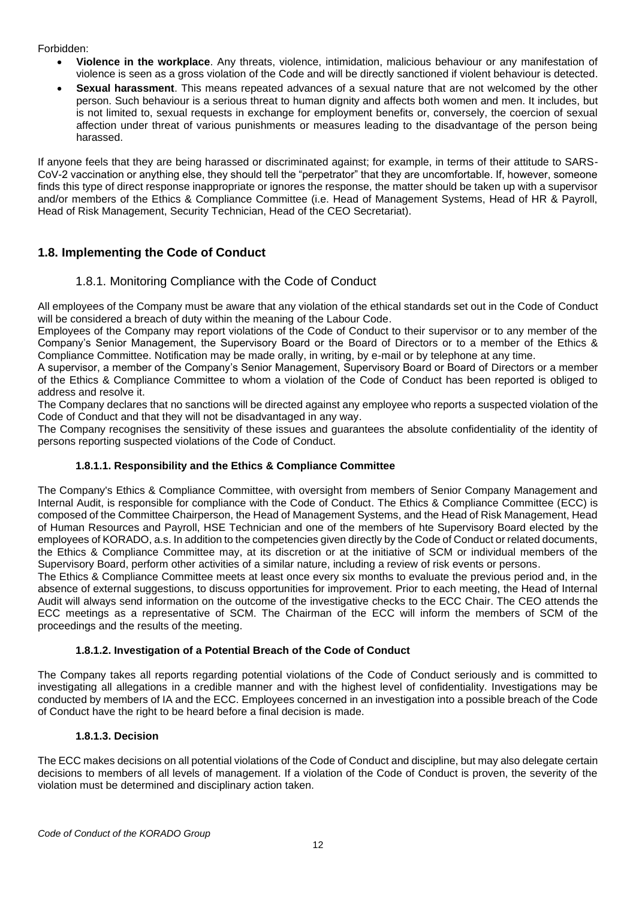Forbidden:

- **Violence in the workplace**. Any threats, violence, intimidation, malicious behaviour or any manifestation of violence is seen as a gross violation of the Code and will be directly sanctioned if violent behaviour is detected.
- **Sexual harassment**. This means repeated advances of a sexual nature that are not welcomed by the other person. Such behaviour is a serious threat to human dignity and affects both women and men. It includes, but is not limited to, sexual requests in exchange for employment benefits or, conversely, the coercion of sexual affection under threat of various punishments or measures leading to the disadvantage of the person being harassed.

If anyone feels that they are being harassed or discriminated against; for example, in terms of their attitude to SARS-CoV-2 vaccination or anything else, they should tell the "perpetrator" that they are uncomfortable. If, however, someone finds this type of direct response inappropriate or ignores the response, the matter should be taken up with a supervisor and/or members of the Ethics & Compliance Committee (i.e. Head of Management Systems, Head of HR & Payroll, Head of Risk Management, Security Technician, Head of the CEO Secretariat).

## 1.8. Implementing the Code of Conduct

### 1.8.1. Monitoring Compliance with the Code of Conduct

All employees of the Company must be aware that any violation of the ethical standards set out in the Code of Conduct will be considered a breach of duty within the meaning of the Labour Code.

Employees of the Company may report violations of the Code of Conduct to their supervisor or to any member of the Company's Senior Management, the Supervisory Board or the Board of Directors or to a member of the Ethics & Compliance Committee. Notification may be made orally, in writing, by e-mail or by telephone at any time.

A supervisor, a member of the Company's Senior Management, Supervisory Board or Board of Directors or a member of the Ethics & Compliance Committee to whom a violation of the Code of Conduct has been reported is obliged to address and resolve it.

The Company declares that no sanctions will be directed against any employee who reports a suspected violation of the Code of Conduct and that they will not be disadvantaged in any way.

The Company recognises the sensitivity of these issues and guarantees the absolute confidentiality of the identity of persons reporting suspected violations of the Code of Conduct.

#### 1.8.1.1. Responsibility and the Ethics & Compliance Committee

The Company's Ethics & Compliance Committee, with oversight from members of Senior Company Management and Internal Audit, is responsible for compliance with the Code of Conduct. The Ethics & Compliance Committee (ECC) is composed of the Committee Chairperson, the Head of Management Systems, and the Head of Risk Management, Head of Human Resources and Payroll, HSE Technician and one of the members of hte Supervisory Board elected by the employees of KORADO, a.s. In addition to the competencies given directly by the Code of Conduct or related documents, the Ethics & Compliance Committee may, at its discretion or at the initiative of SCM or individual members of the Supervisory Board, perform other activities of a similar nature, including a review of risk events or persons.

The Ethics & Compliance Committee meets at least once every six months to evaluate the previous period and, in the absence of external suggestions, to discuss opportunities for improvement. Prior to each meeting, the Head of Internal Audit will always send information on the outcome of the investigative checks to the ECC Chair. The CEO attends the ECC meetings as a representative of SCM. The Chairman of the ECC will inform the members of SCM of the proceedings and the results of the meeting.

#### 1.8.1.2. Investigation of a Potential Breach of the Code of Conduct

The Company takes all reports regarding potential violations of the Code of Conduct seriously and is committed to investigating all allegations in a credible manner and with the highest level of confidentiality. Investigations may be conducted by members of IA and the ECC. Employees concerned in an investigation into a possible breach of the Code of Conduct have the right to be heard before a final decision is made.

#### 1.8.1.3. Decision

The ECC makes decisions on all potential violations of the Code of Conduct and discipline, but may also delegate certain decisions to members of all levels of management. If a violation of the Code of Conduct is proven, the severity of the violation must be determined and disciplinary action taken.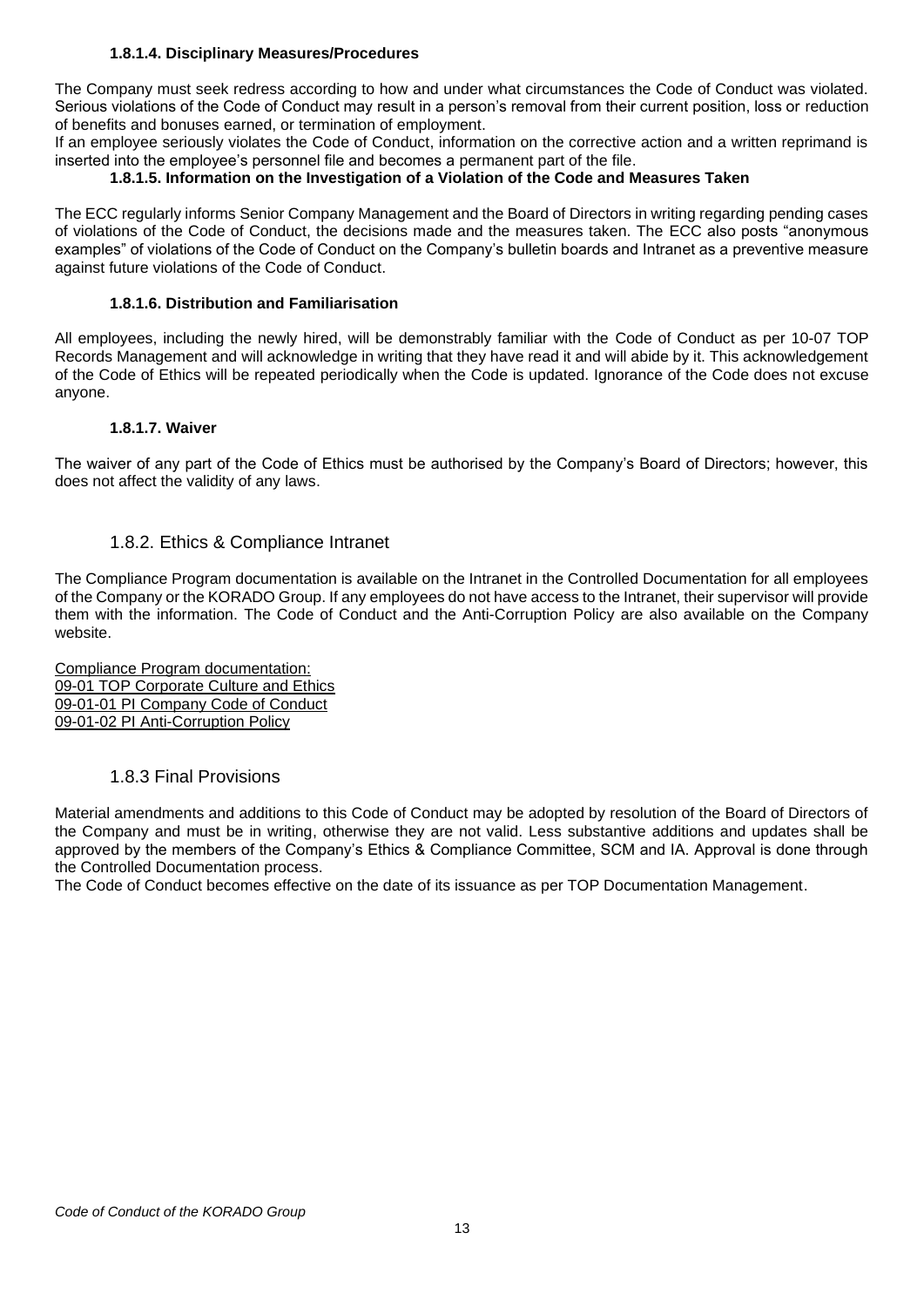#### 1.8.1.4. Disciplinary Measures/Procedures

The Company must seek redress according to how and under what circumstances the Code of Conduct was violated. Serious violations of the Code of Conduct may result in a person's removal from their current position, loss or reduction of benefits and bonuses earned, or termination of employment.

If an employee seriously violates the Code of Conduct, information on the corrective action and a written reprimand is inserted into the employee's personnel file and becomes a permanent part of the file.

#### 1.8.1.5. Information on the Investigation of a Violation of the Code and Measures Taken

The ECC regularly informs Senior Company Management and the Board of Directors in writing regarding pending cases of violations of the Code of Conduct, the decisions made and the measures taken. The ECC also posts "anonymous examples" of violations of the Code of Conduct on the Company's bulletin boards and Intranet as a preventive measure against future violations of the Code of Conduct.

#### 1.8.1.6. Distribution and Familiarisation

All employees, including the newly hired, will be demonstrably familiar with the Code of Conduct as per 10-07 TOP Records Management and will acknowledge in writing that they have read it and will abide by it. This acknowledgement of the Code of Ethics will be repeated periodically when the Code is updated. Ignorance of the Code does not excuse anyone.

#### 1.8.1.7. Waiver

The waiver of any part of the Code of Ethics must be authorised by the Company's Board of Directors; however, this does not affect the validity of any laws.

### 1.8.2. Ethics & Compliance Intranet

The Compliance Program documentation is available on the Intranet in the Controlled Documentation for all employees of the Company or the KORADO Group. If any employees do not have access to the Intranet, their supervisor will provide them with the information. The Code of Conduct and the Anti-Corruption Policy are also available on the Company website.

Compliance Program documentation:
09-01 TOP Corporate Culture and Ethics
09-01-01 PI Company Code of Conduct
09-01-02 PI Anti-Corruption Policy

### 1.8.3 Final Provisions

Material amendments and additions to this Code of Conduct may be adopted by resolution of the Board of Directors of the Company and must be in writing, otherwise they are not valid. Less substantive additions and updates shall be approved by the members of the Company's Ethics & Compliance Committee, SCM and IA. Approval is done through the Controlled Documentation process.

The Code of Conduct becomes effective on the date of its issuance as per TOP Documentation Management.